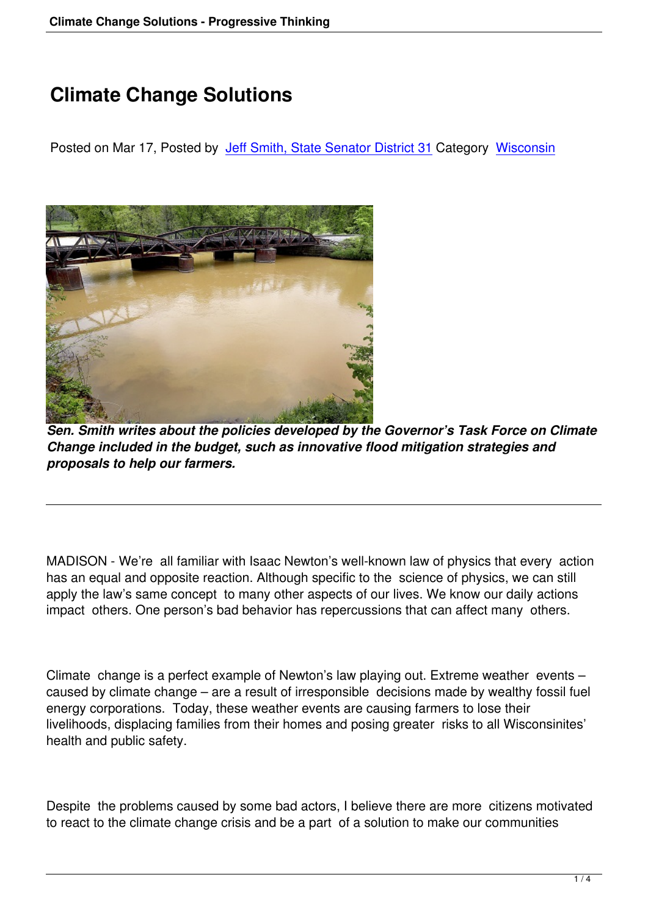# Climate Change Solutions

Posted on Mar 17, Posted by Jeff Smith, State Senator District 31 Category Wisconsin

***Sen. Smith writes about the policies developed by the Governor's Task Force on Climate Change included in the budget, such as innovative flood mitigation strategies and proposals to help our farmers.***

---

MADISON - We're all familiar with Isaac Newton's well-known law of physics that every action has an equal and opposite reaction. Although specific to the science of physics, we can still apply the law's same concept to many other aspects of our lives. We know our daily actions impact others. One person's bad behavior has repercussions that can affect many others.

Climate change is a perfect example of Newton's law playing out. Extreme weather events – caused by climate change – are a result of irresponsible decisions made by wealthy fossil fuel energy corporations. Today, these weather events are causing farmers to lose their livelihoods, displacing families from their homes and posing greater risks to all Wisconsinites' health and public safety.

Despite the problems caused by some bad actors, I believe there are more citizens motivated to react to the climate change crisis and be a part of a solution to make our communities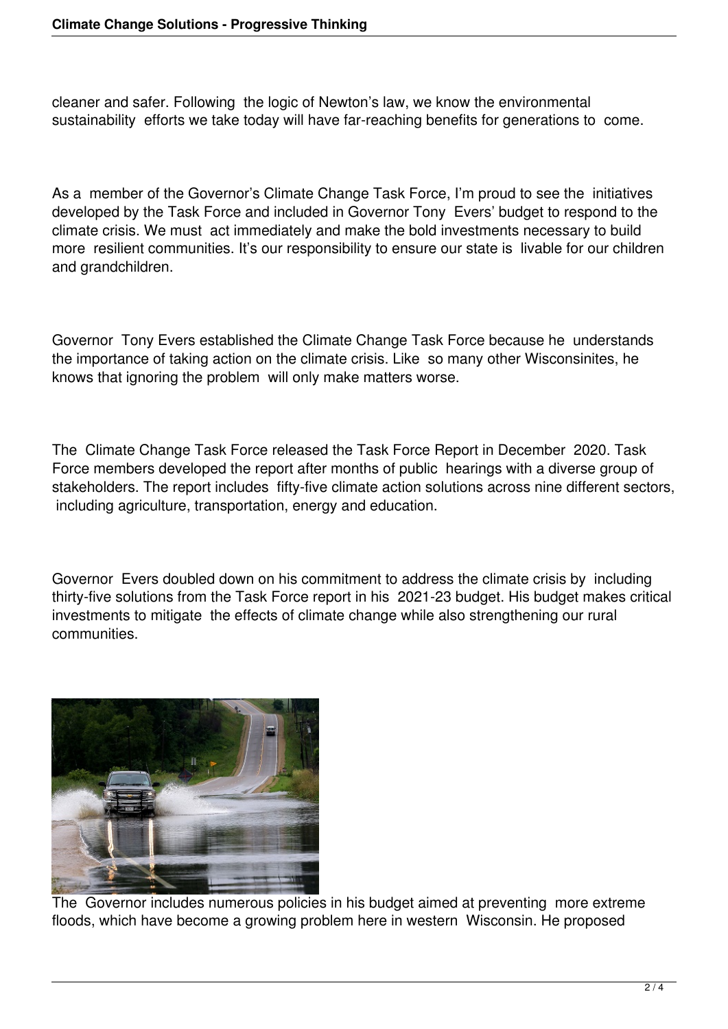cleaner and safer. Following the logic of Newton's law, we know the environmental sustainability efforts we take today will have far-reaching benefits for generations to come.

As a member of the Governor's Climate Change Task Force, I'm proud to see the initiatives developed by the Task Force and included in Governor Tony Evers' budget to respond to the climate crisis. We must act immediately and make the bold investments necessary to build more resilient communities. It's our responsibility to ensure our state is livable for our children and grandchildren.

Governor Tony Evers established the Climate Change Task Force because he understands the importance of taking action on the climate crisis. Like so many other Wisconsinites, he knows that ignoring the problem will only make matters worse.

The Climate Change Task Force released the Task Force Report in December 2020. Task Force members developed the report after months of public hearings with a diverse group of stakeholders. The report includes fifty-five climate action solutions across nine different sectors, including agriculture, transportation, energy and education.

Governor Evers doubled down on his commitment to address the climate crisis by including thirty-five solutions from the Task Force report in his 2021-23 budget. His budget makes critical investments to mitigate the effects of climate change while also strengthening our rural communities.

The Governor includes numerous policies in his budget aimed at preventing more extreme floods, which have become a growing problem here in western Wisconsin. He proposed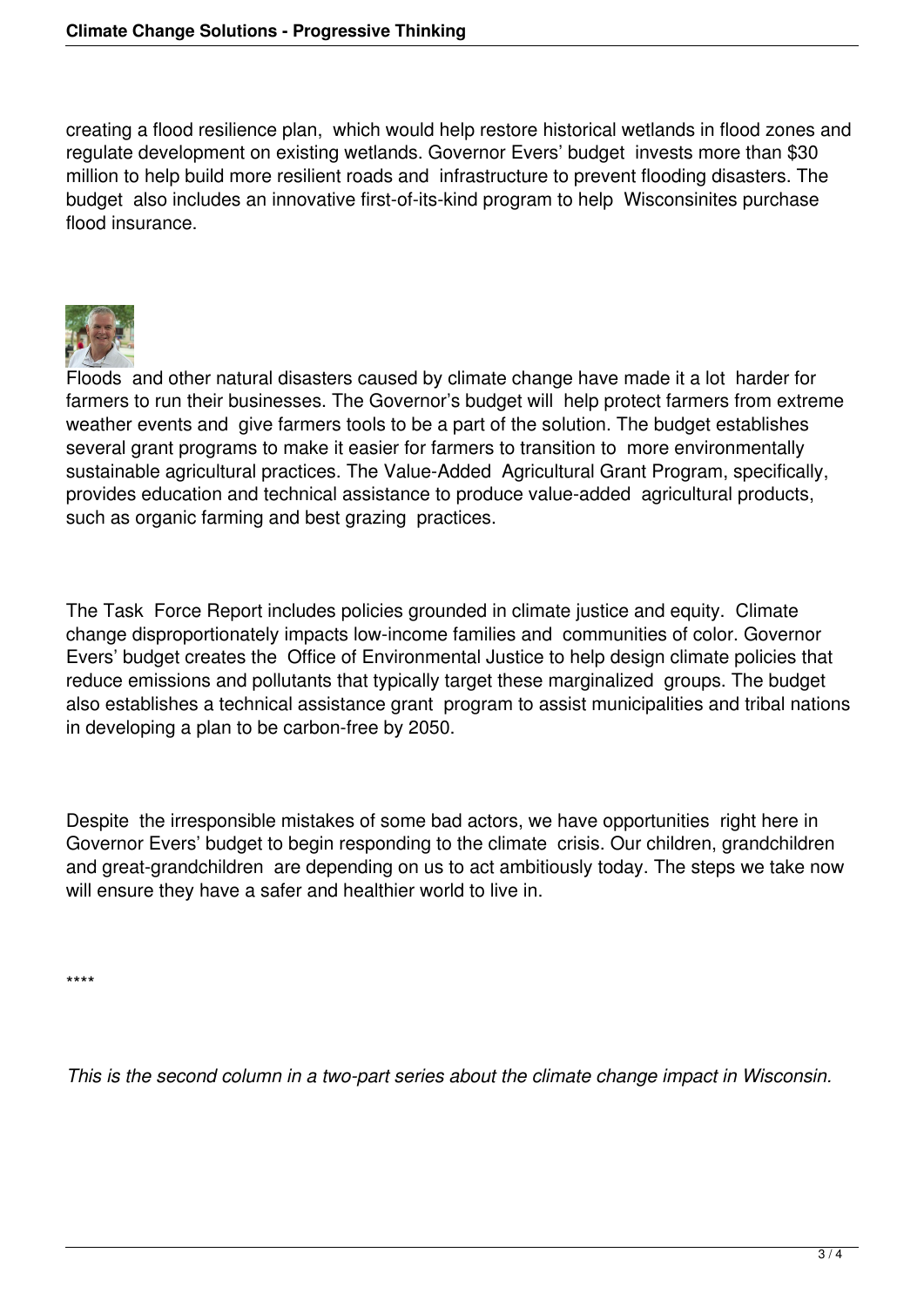creating a flood resilience plan, which would help restore historical wetlands in flood zones and regulate development on existing wetlands. Governor Evers' budget invests more than $30 million to help build more resilient roads and infrastructure to prevent flooding disasters. The budget also includes an innovative first-of-its-kind program to help Wisconsinites purchase flood insurance.

Floods and other natural disasters caused by climate change have made it a lot harder for farmers to run their businesses. The Governor's budget will help protect farmers from extreme weather events and give farmers tools to be a part of the solution. The budget establishes several grant programs to make it easier for farmers to transition to more environmentally sustainable agricultural practices. The Value-Added Agricultural Grant Program, specifically, provides education and technical assistance to produce value-added agricultural products, such as organic farming and best grazing practices.

The Task Force Report includes policies grounded in climate justice and equity. Climate change disproportionately impacts low-income families and communities of color. Governor Evers' budget creates the Office of Environmental Justice to help design climate policies that reduce emissions and pollutants that typically target these marginalized groups. The budget also establishes a technical assistance grant program to assist municipalities and tribal nations in developing a plan to be carbon-free by 2050.

Despite the irresponsible mistakes of some bad actors, we have opportunities right here in Governor Evers' budget to begin responding to the climate crisis. Our children, grandchildren and great-grandchildren are depending on us to act ambitiously today. The steps we take now will ensure they have a safer and healthier world to live in.

****

*This is the second column in a two-part series about the climate change impact in Wisconsin.*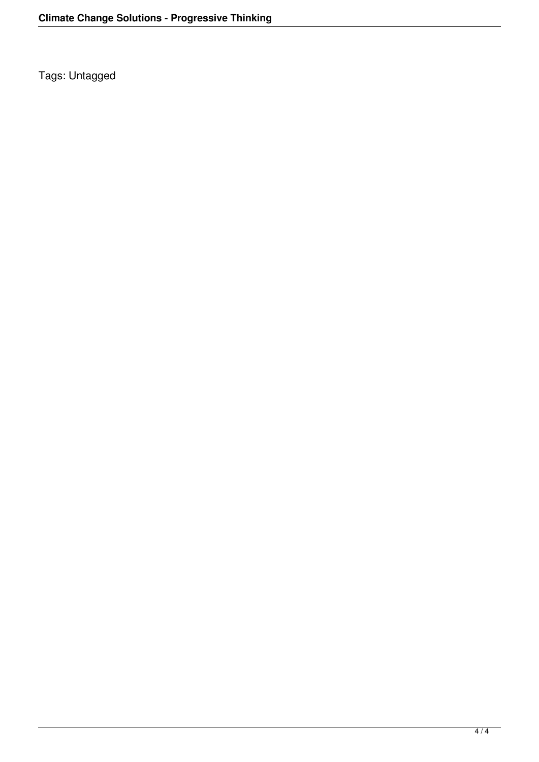Tags: Untagged